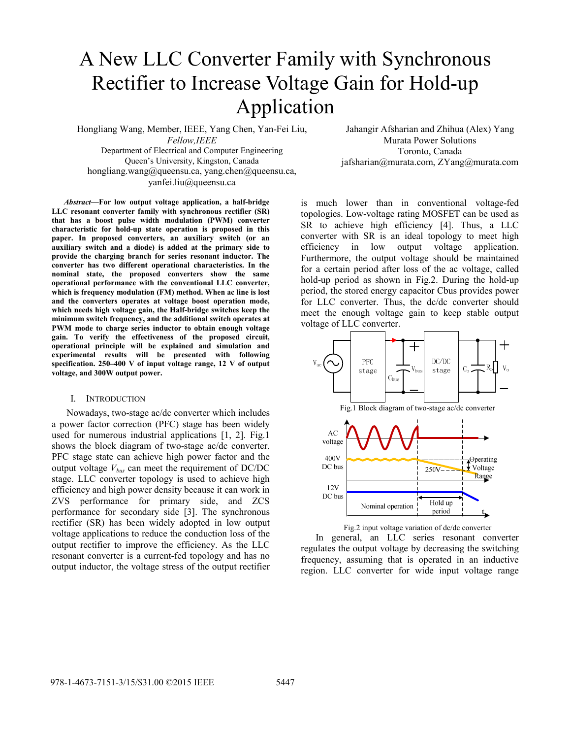# A New LLC Converter Family with Synchronous Rectifier to Increase Voltage Gain for Hold-up Application

Hongliang Wang, Member, IEEE, Yang Chen, Yan-Fei Liu, *Fellow,IEEE*
Department of Electrical and Computer Engineering
Queen's University, Kingston, Canada
hongliang.wang@queensu.ca, yang.chen@queensu.ca, yanfei.liu@queensu.ca

Jahangir Afsharian and Zhihua (Alex) Yang
Murata Power Solutions
Toronto, Canada
jafsharian@murata.com, ZYang@murata.com

***Abstract*—For low output voltage application, a half-bridge LLC resonant converter family with synchronous rectifier (SR) that has a boost pulse width modulation (PWM) converter characteristic for hold-up state operation is proposed in this paper. In proposed converters, an auxiliary switch (or an auxiliary switch and a diode) is added at the primary side to provide the charging branch for series resonant inductor. The converter has two different operational characteristics. In the nominal state, the proposed converters show the same operational performance with the conventional LLC converter, which is frequency modulation (FM) method. When ac line is lost and the converters operates at voltage boost operation mode, which needs high voltage gain, the Half-bridge switches keep the minimum switch frequency, and the additional switch operates at PWM mode to charge series inductor to obtain enough voltage gain. To verify the effectiveness of the proposed circuit, operational principle will be explained and simulation and experimental results will be presented with following specification. 250–400 V of input voltage range, 12 V of output voltage, and 300W output power.**

## I. INTRODUCTION

Nowadays, two-stage ac/dc converter which includes a power factor correction (PFC) stage has been widely used for numerous industrial applications [1, 2]. Fig.1 shows the block diagram of two-stage ac/dc converter. PFC stage state can achieve high power factor and the output voltage $V_{bus}$ can meet the requirement of DC/DC stage. LLC converter topology is used to achieve high efficiency and high power density because it can work in ZVS performance for primary side, and ZCS performance for secondary side [3]. The synchronous rectifier (SR) has been widely adopted in low output voltage applications to reduce the conduction loss of the output rectifier to improve the efficiency. As the LLC resonant converter is a current-fed topology and has no output inductor, the voltage stress of the output rectifier is much lower than in conventional voltage-fed topologies. Low-voltage rating MOSFET can be used as SR to achieve high efficiency [4]. Thus, a LLC converter with SR is an ideal topology to meet high efficiency in low output voltage application. Furthermore, the output voltage should be maintained for a certain period after loss of the ac voltage, called hold-up period as shown in Fig.2. During the hold-up period, the stored energy capacitor Cbus provides power for LLC converter. Thus, the dc/dc converter should meet the enough voltage gain to keep stable output voltage of LLC converter.

Fig.1 Block diagram of two-stage ac/dc converter

Fig.2 input voltage variation of dc/dc converter

In general, an LLC series resonant converter regulates the output voltage by decreasing the switching frequency, assuming that is operated in an inductive region. LLC converter for wide input voltage range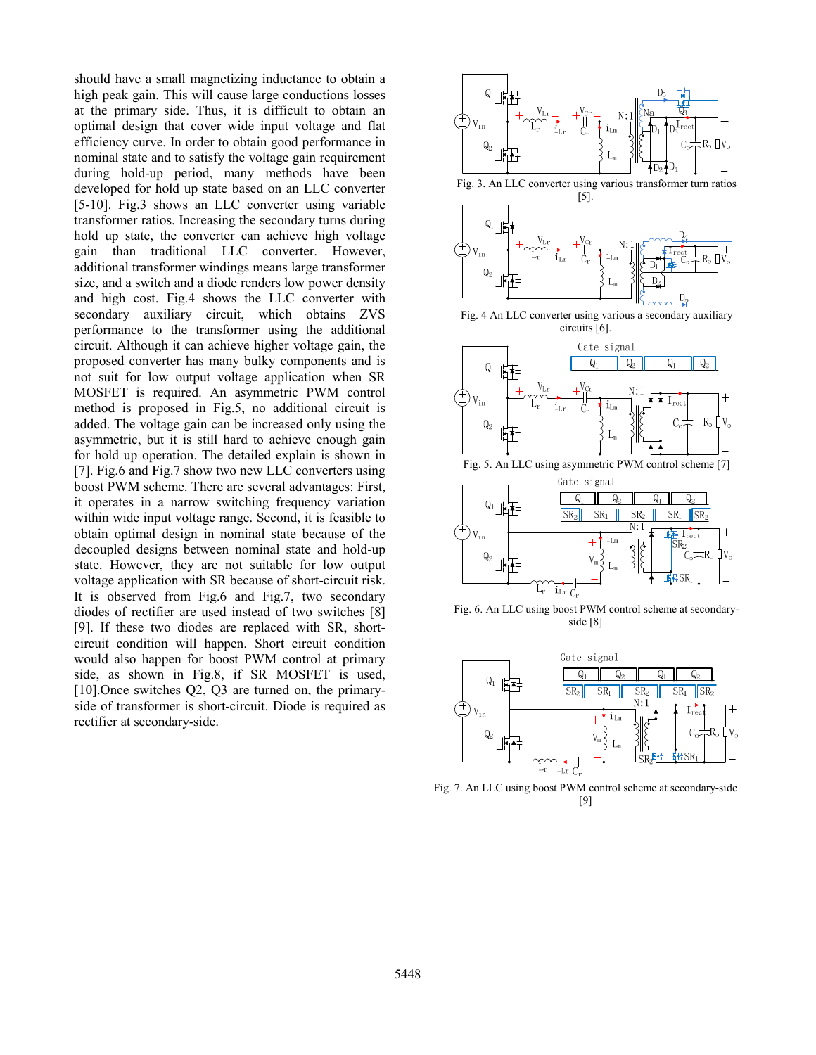should have a small magnetizing inductance to obtain a high peak gain. This will cause large conductions losses at the primary side. Thus, it is difficult to obtain an optimal design that cover wide input voltage and flat efficiency curve. In order to obtain good performance in nominal state and to satisfy the voltage gain requirement during hold-up period, many methods have been developed for hold up state based on an LLC converter [5-10]. Fig.3 shows an LLC converter using variable transformer ratios. Increasing the secondary turns during hold up state, the converter can achieve high voltage gain than traditional LLC converter. However, additional transformer windings means large transformer size, and a switch and a diode renders low power density and high cost. Fig.4 shows the LLC converter with secondary auxiliary circuit, which obtains ZVS performance to the transformer using the additional circuit. Although it can achieve higher voltage gain, the proposed converter has many bulky components and is not suit for low output voltage application when SR MOSFET is required. An asymmetric PWM control method is proposed in Fig.5, no additional circuit is added. The voltage gain can be increased only using the asymmetric, but it is still hard to achieve enough gain for hold up operation. The detailed explain is shown in [7]. Fig.6 and Fig.7 show two new LLC converters using boost PWM scheme. There are several advantages: First, it operates in a narrow switching frequency variation within wide input voltage range. Second, it is feasible to obtain optimal design in nominal state because of the decoupled designs between nominal state and hold-up state. However, they are not suitable for low output voltage application with SR because of short-circuit risk. It is observed from Fig.6 and Fig.7, two secondary diodes of rectifier are used instead of two switches [8] [9]. If these two diodes are replaced with SR, short-circuit condition will happen. Short circuit condition would also happen for boost PWM control at primary side, as shown in Fig.8, if SR MOSFET is used, [10].Once switches Q2, Q3 are turned on, the primary-side of transformer is short-circuit. Diode is required as rectifier at secondary-side.

Fig. 3. An LLC converter using various transformer turn ratios [5].

Fig. 4 An LLC converter using various a secondary auxiliary circuits [6].

Fig. 5. An LLC using asymmetric PWM control scheme [7]

Fig. 6. An LLC using boost PWM control scheme at secondary-side [8]

Fig. 7. An LLC using boost PWM control scheme at secondary-side [9]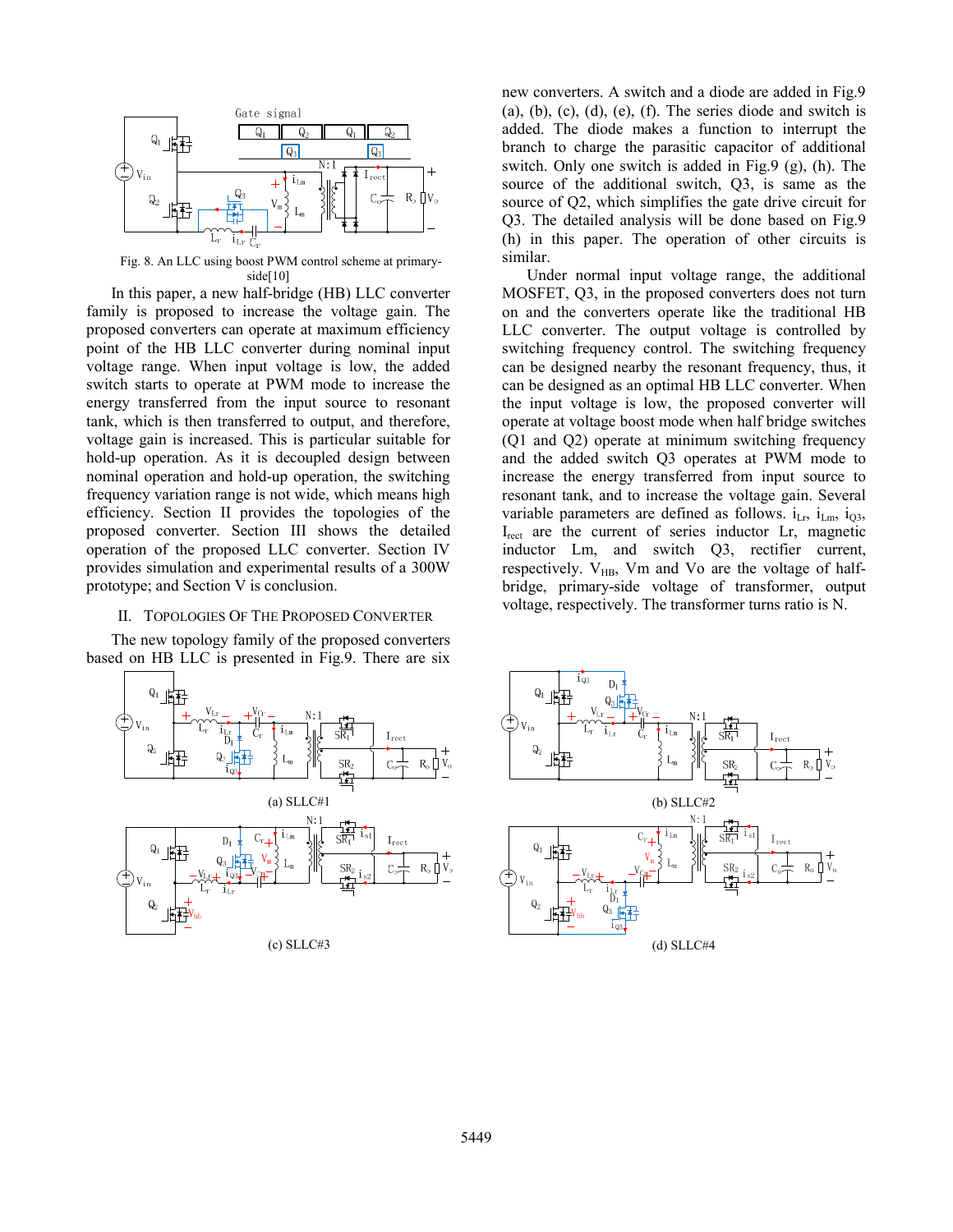Fig. 8. An LLC using boost PWM control scheme at primary-side[10]

In this paper, a new half-bridge (HB) LLC converter family is proposed to increase the voltage gain. The proposed converters can operate at maximum efficiency point of the HB LLC converter during nominal input voltage range. When input voltage is low, the added switch starts to operate at PWM mode to increase the energy transferred from the input source to resonant tank, which is then transferred to output, and therefore, voltage gain is increased. This is particular suitable for hold-up operation. As it is decoupled design between nominal operation and hold-up operation, the switching frequency variation range is not wide, which means high efficiency. Section II provides the topologies of the proposed converter. Section III shows the detailed operation of the proposed LLC converter. Section IV provides simulation and experimental results of a 300W prototype; and Section V is conclusion.

## II. Topologies Of The Proposed Converter

The new topology family of the proposed converters based on HB LLC is presented in Fig.9. There are six new converters. A switch and a diode are added in Fig.9 (a), (b), (c), (d), (e), (f). The series diode and switch is added. The diode makes a function to interrupt the branch to charge the parasitic capacitor of additional switch. Only one switch is added in Fig.9 (g), (h). The source of the additional switch, Q3, is same as the source of Q2, which simplifies the gate drive circuit for Q3. The detailed analysis will be done based on Fig.9 (h) in this paper. The operation of other circuits is similar.

Under normal input voltage range, the additional MOSFET, Q3, in the proposed converters does not turn on and the converters operate like the traditional HB LLC converter. The output voltage is controlled by switching frequency control. The switching frequency can be designed nearby the resonant frequency, thus, it can be designed as an optimal HB LLC converter. When the input voltage is low, the proposed converter will operate at voltage boost mode when half bridge switches (Q1 and Q2) operate at minimum switching frequency and the added switch Q3 operates at PWM mode to increase the energy transferred from input source to resonant tank, and to increase the voltage gain. Several variable parameters are defined as follows. $i_{Lr}$, $i_{Lm}$, $i_{Q3}$, $I_{rect}$ are the current of series inductor Lr, magnetic inductor Lm, and switch Q3, rectifier current, respectively. $V_{HB}$, Vm and Vo are the voltage of half-bridge, primary-side voltage of transformer, output voltage, respectively. The transformer turns ratio is N.

(a) SLLC#1

(b) SLLC#2

(c) SLLC#3

(d) SLLC#4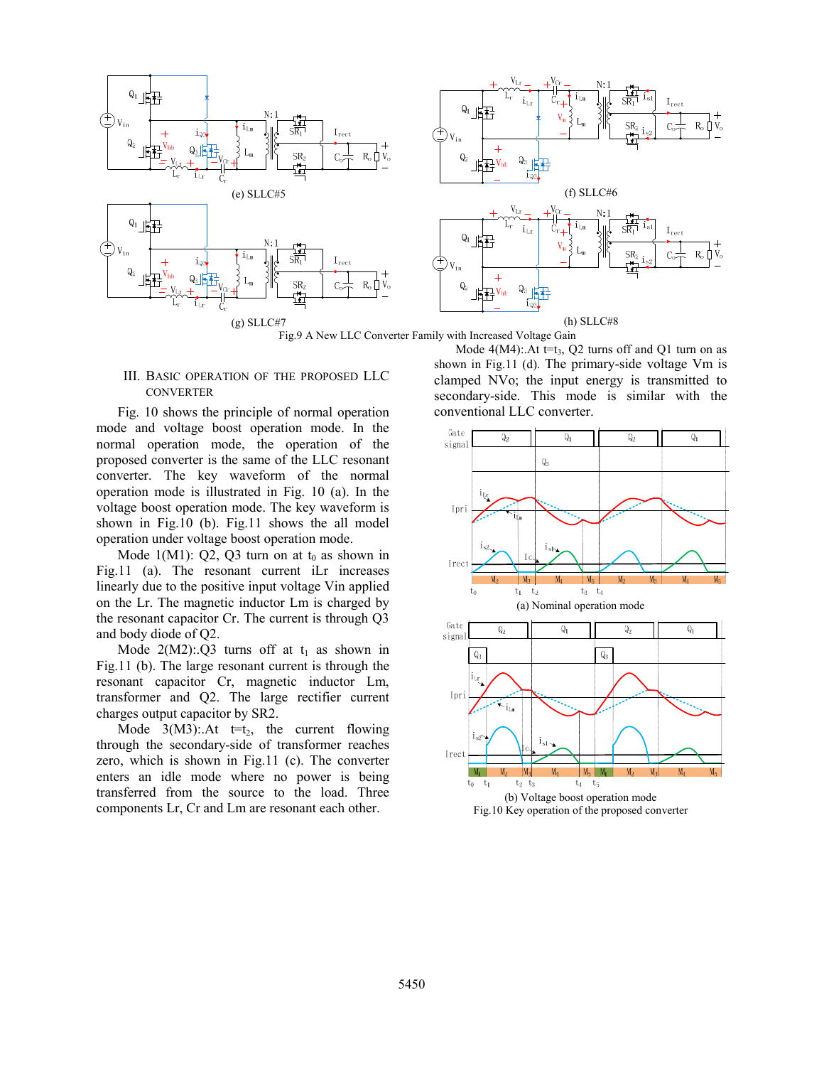(e) SLLC#5

(f) SLLC#6

(g) SLLC#7

(h) SLLC#8

Fig.9 A New LLC Converter Family with Increased Voltage Gain

## III. Basic Operation of the Proposed LLC Converter

Fig. 10 shows the principle of normal operation mode and voltage boost operation mode. In the normal operation mode, the operation of the proposed converter is the same of the LLC resonant converter. The key waveform of the normal operation mode is illustrated in Fig. 10 (a). In the voltage boost operation mode. The key waveform is shown in Fig.10 (b). Fig.11 shows the all model operation under voltage boost operation mode.

Mode 1(M1): Q2, Q3 turn on at $t_0$ as shown in Fig.11 (a). The resonant current iLr increases linearly due to the positive input voltage Vin applied on the Lr. The magnetic inductor Lm is charged by the resonant capacitor Cr. The current is through Q3 and body diode of Q2.

Mode 2(M2):.Q3 turns off at $t_1$ as shown in Fig.11 (b). The large resonant current is through the resonant capacitor Cr, magnetic inductor Lm, transformer and Q2. The large rectifier current charges output capacitor by SR2.

Mode 3(M3):.At $t$=$t_2$, the current flowing through the secondary-side of transformer reaches zero, which is shown in Fig.11 (c). The converter enters an idle mode where no power is being transferred from the source to the load. Three components Lr, Cr and Lm are resonant each other.

Mode 4(M4):.At $t$=$t_3$, Q2 turns off and Q1 turn on as shown in Fig.11 (d). The primary-side voltage Vm is clamped NVo; the input energy is transmitted to secondary-side. This mode is similar with the conventional LLC converter.

(a) Nominal operation mode

(b) Voltage boost operation mode

Fig.10 Key operation of the proposed converter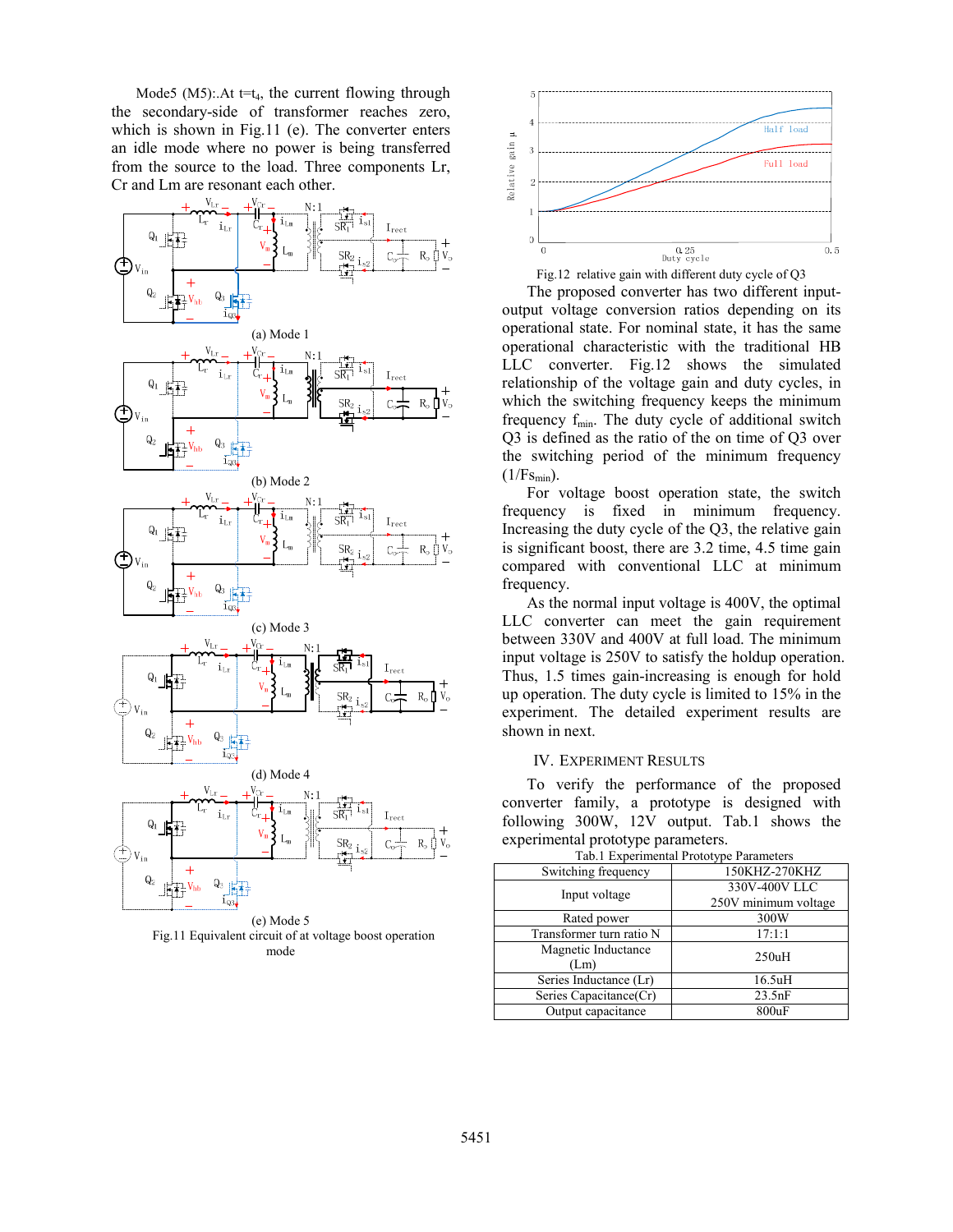Mode5 (M5):.At $t=t_4$, the current flowing through the secondary-side of transformer reaches zero, which is shown in Fig.11 (e). The converter enters an idle mode where no power is being transferred from the source to the load. Three components Lr, Cr and Lm are resonant each other.

(a) Mode 1

(b) Mode 2

(c) Mode 3

(d) Mode 4

(e) Mode 5

Fig.11 Equivalent circuit of at voltage boost operation mode

Fig.12 relative gain with different duty cycle of Q3

The proposed converter has two different input-output voltage conversion ratios depending on its operational state. For nominal state, it has the same operational characteristic with the traditional HB LLC converter. Fig.12 shows the simulated relationship of the voltage gain and duty cycles, in which the switching frequency keeps the minimum frequency $f_{min}$. The duty cycle of additional switch Q3 is defined as the ratio of the on time of Q3 over the switching period of the minimum frequency ($1/Fs_{min}$).

For voltage boost operation state, the switch frequency is fixed in minimum frequency. Increasing the duty cycle of the Q3, the relative gain is significant boost, there are 3.2 time, 4.5 time gain compared with conventional LLC at minimum frequency.

As the normal input voltage is 400V, the optimal LLC converter can meet the gain requirement between 330V and 400V at full load. The minimum input voltage is 250V to satisfy the holdup operation. Thus, 1.5 times gain-increasing is enough for hold up operation. The duty cycle is limited to 15% in the experiment. The detailed experiment results are shown in next.

## IV. Experiment Results

To verify the performance of the proposed converter family, a prototype is designed with following 300W, 12V output. Tab.1 shows the experimental prototype parameters.

Tab.1 Experimental Prototype Parameters

| Switching frequency | 150KHZ-270KHZ |
|---|---|
| Input voltage | 330V-400V LLC<br>250V minimum voltage |
| Rated power | 300W |
| Transformer turn ratio N | 17:1:1 |
| Magnetic Inductance (Lm) | 250uH |
| Series Inductance (Lr) | 16.5uH |
| Series Capacitance(Cr) | 23.5nF |
| Output capacitance | 800uF |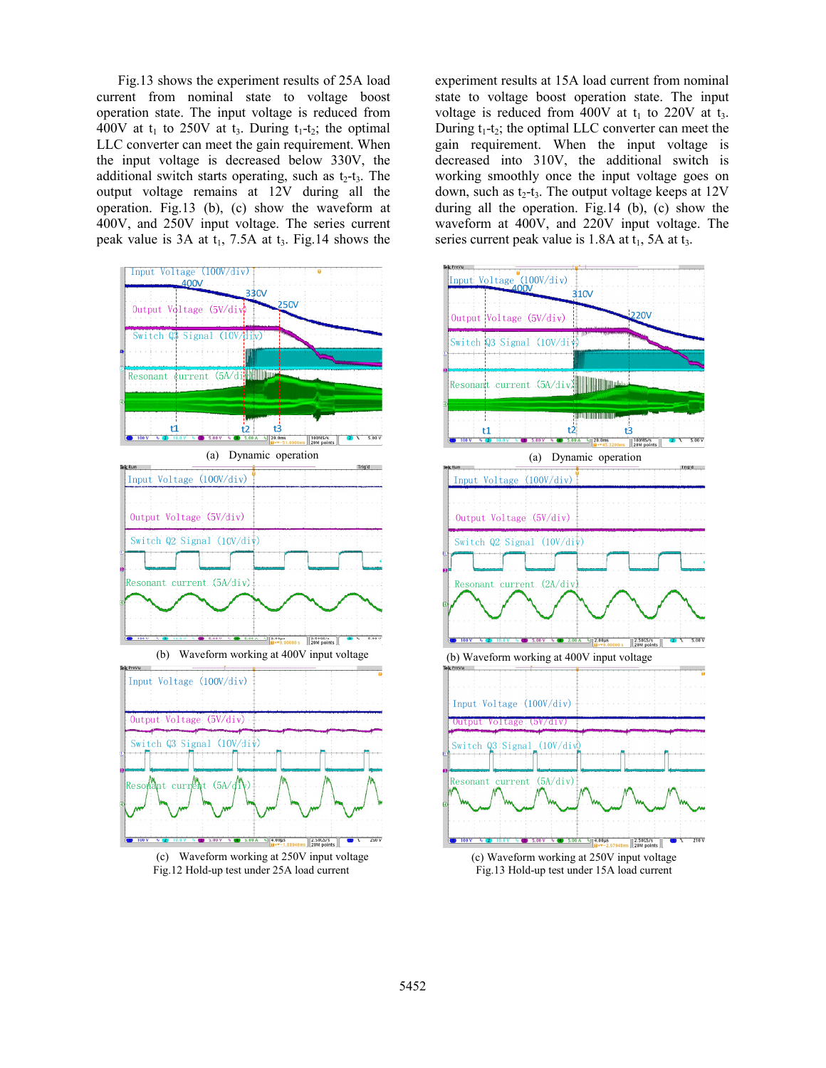Fig.13 shows the experiment results of 25A load current from nominal state to voltage boost operation state. The input voltage is reduced from 400V at $t_1$ to 250V at $t_3$. During $t_1$-$t_2$; the optimal LLC converter can meet the gain requirement. When the input voltage is decreased below 330V, the additional switch starts operating, such as $t_2$-$t_3$. The output voltage remains at 12V during all the operation. Fig.13 (b), (c) show the waveform at 400V, and 250V input voltage. The series current peak value is 3A at $t_1$, 7.5A at $t_3$. Fig.14 shows the experiment results at 15A load current from nominal state to voltage boost operation state. The input voltage is reduced from 400V at $t_1$ to 220V at $t_3$. During $t_1$-$t_2$; the optimal LLC converter can meet the gain requirement. When the input voltage is decreased into 310V, the additional switch is working smoothly once the input voltage goes on down, such as $t_2$-$t_3$. The output voltage keeps at 12V during all the operation. Fig.14 (b), (c) show the waveform at 400V, and 220V input voltage. The series current peak value is 1.8A at $t_1$, 5A at $t_3$.

(a) Dynamic operation

(b) Waveform working at 400V input voltage

(c) Waveform working at 250V input voltage

Fig.12 Hold-up test under 25A load current

(a) Dynamic operation

(b) Waveform working at 400V input voltage

(c) Waveform working at 250V input voltage

Fig.13 Hold-up test under 15A load current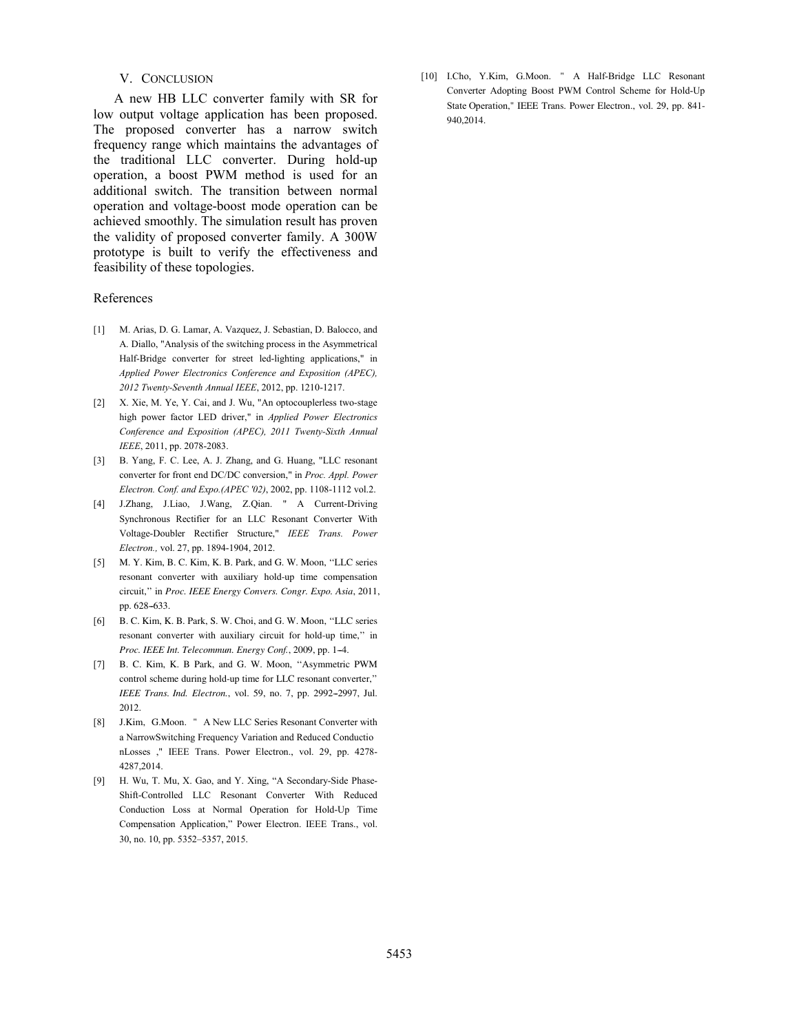## V. Conclusion

A new HB LLC converter family with SR for low output voltage application has been proposed. The proposed converter has a narrow switch frequency range which maintains the advantages of the traditional LLC converter. During hold-up operation, a boost PWM method is used for an additional switch. The transition between normal operation and voltage-boost mode operation can be achieved smoothly. The simulation result has proven the validity of proposed converter family. A 300W prototype is built to verify the effectiveness and feasibility of these topologies.

## References

[1] M. Arias, D. G. Lamar, A. Vazquez, J. Sebastian, D. Balocco, and A. Diallo, "Analysis of the switching process in the Asymmetrical Half-Bridge converter for street led-lighting applications," in *Applied Power Electronics Conference and Exposition (APEC), 2012 Twenty-Seventh Annual IEEE*, 2012, pp. 1210-1217.

[2] X. Xie, M. Ye, Y. Cai, and J. Wu, "An optocouplerless two-stage high power factor LED driver," in *Applied Power Electronics Conference and Exposition (APEC), 2011 Twenty-Sixth Annual IEEE*, 2011, pp. 2078-2083.

[3] B. Yang, F. C. Lee, A. J. Zhang, and G. Huang, "LLC resonant converter for front end DC/DC conversion," in *Proc. Appl. Power Electron. Conf. and Expo.(APEC '02)*, 2002, pp. 1108-1112 vol.2.

[4] J.Zhang, J.Liao, J.Wang, Z.Qian. " A Current-Driving Synchronous Rectifier for an LLC Resonant Converter With Voltage-Doubler Rectifier Structure," *IEEE Trans. Power Electron.,* vol. 27, pp. 1894-1904, 2012.

[5] M. Y. Kim, B. C. Kim, K. B. Park, and G. W. Moon, ''LLC series resonant converter with auxiliary hold-up time compensation circuit,'' in *Proc. IEEE Energy Convers. Congr. Expo. Asia*, 2011, pp. 628–633.

[6] B. C. Kim, K. B. Park, S. W. Choi, and G. W. Moon, ''LLC series resonant converter with auxiliary circuit for hold-up time,'' in *Proc. IEEE Int. Telecommun. Energy Conf.*, 2009, pp. 1–4.

[7] B. C. Kim, K. B Park, and G. W. Moon, ''Asymmetric PWM control scheme during hold-up time for LLC resonant converter,'' *IEEE Trans. Ind. Electron.*, vol. 59, no. 7, pp. 2992–2997, Jul. 2012.

[8] J.Kim, G.Moon. " A New LLC Series Resonant Converter with a NarrowSwitching Frequency Variation and Reduced Conductio nLosses ," IEEE Trans. Power Electron., vol. 29, pp. 4278-4287,2014.

[9] H. Wu, T. Mu, X. Gao, and Y. Xing, "A Secondary-Side Phase-Shift-Controlled LLC Resonant Converter With Reduced Conduction Loss at Normal Operation for Hold-Up Time Compensation Application," Power Electron. IEEE Trans., vol. 30, no. 10, pp. 5352–5357, 2015.

[10] I.Cho, Y.Kim, G.Moon. " A Half-Bridge LLC Resonant Converter Adopting Boost PWM Control Scheme for Hold-Up State Operation," IEEE Trans. Power Electron., vol. 29, pp. 841-940,2014.